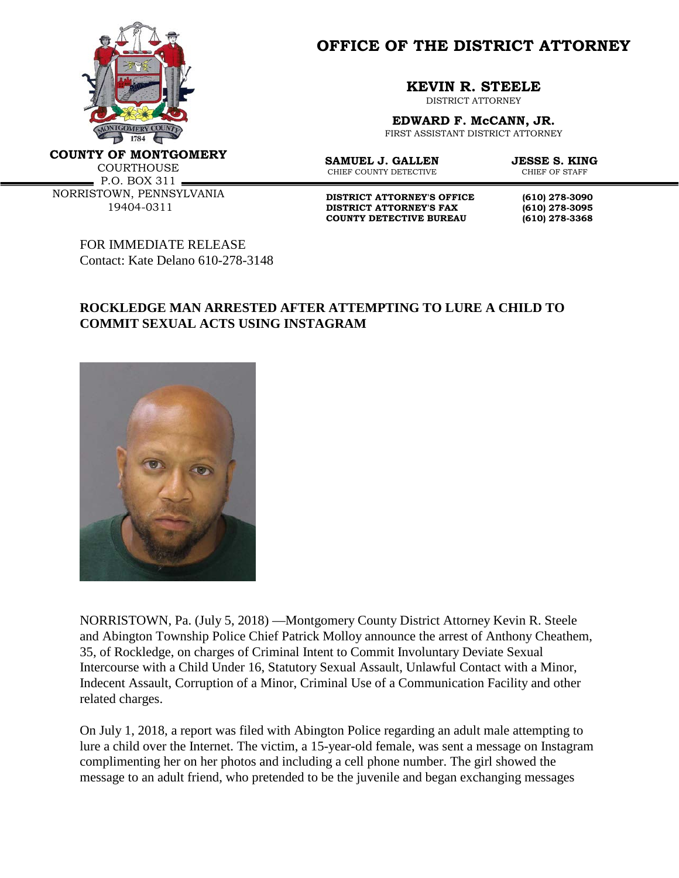# OFFICE OF THE DISTRICT ATTORNEY

**COUNTY OF MONTGOMERY**
COURTHOUSE
P.O. BOX 311
NORRISTOWN, PENNSYLVANIA
19404-0311

**KEVIN R. STEELE**
DISTRICT ATTORNEY

**EDWARD F. McCANN, JR.**
FIRST ASSISTANT DISTRICT ATTORNEY

**SAMUEL J. GALLEN**
CHIEF COUNTY DETECTIVE

**JESSE S. KING**
CHIEF OF STAFF

**DISTRICT ATTORNEY'S OFFICE** **(610) 278-3090**
**DISTRICT ATTORNEY'S FAX** **(610) 278-3095**
**COUNTY DETECTIVE BUREAU** **(610) 278-3368**

FOR IMMEDIATE RELEASE
Contact: Kate Delano 610-278-3148

## ROCKLEDGE MAN ARRESTED AFTER ATTEMPTING TO LURE A CHILD TO COMMIT SEXUAL ACTS USING INSTAGRAM

NORRISTOWN, Pa. (July 5, 2018) —Montgomery County District Attorney Kevin R. Steele and Abington Township Police Chief Patrick Molloy announce the arrest of Anthony Cheathem, 35, of Rockledge, on charges of Criminal Intent to Commit Involuntary Deviate Sexual Intercourse with a Child Under 16, Statutory Sexual Assault, Unlawful Contact with a Minor, Indecent Assault, Corruption of a Minor, Criminal Use of a Communication Facility and other related charges.

On July 1, 2018, a report was filed with Abington Police regarding an adult male attempting to lure a child over the Internet. The victim, a 15-year-old female, was sent a message on Instagram complimenting her on her photos and including a cell phone number. The girl showed the message to an adult friend, who pretended to be the juvenile and began exchanging messages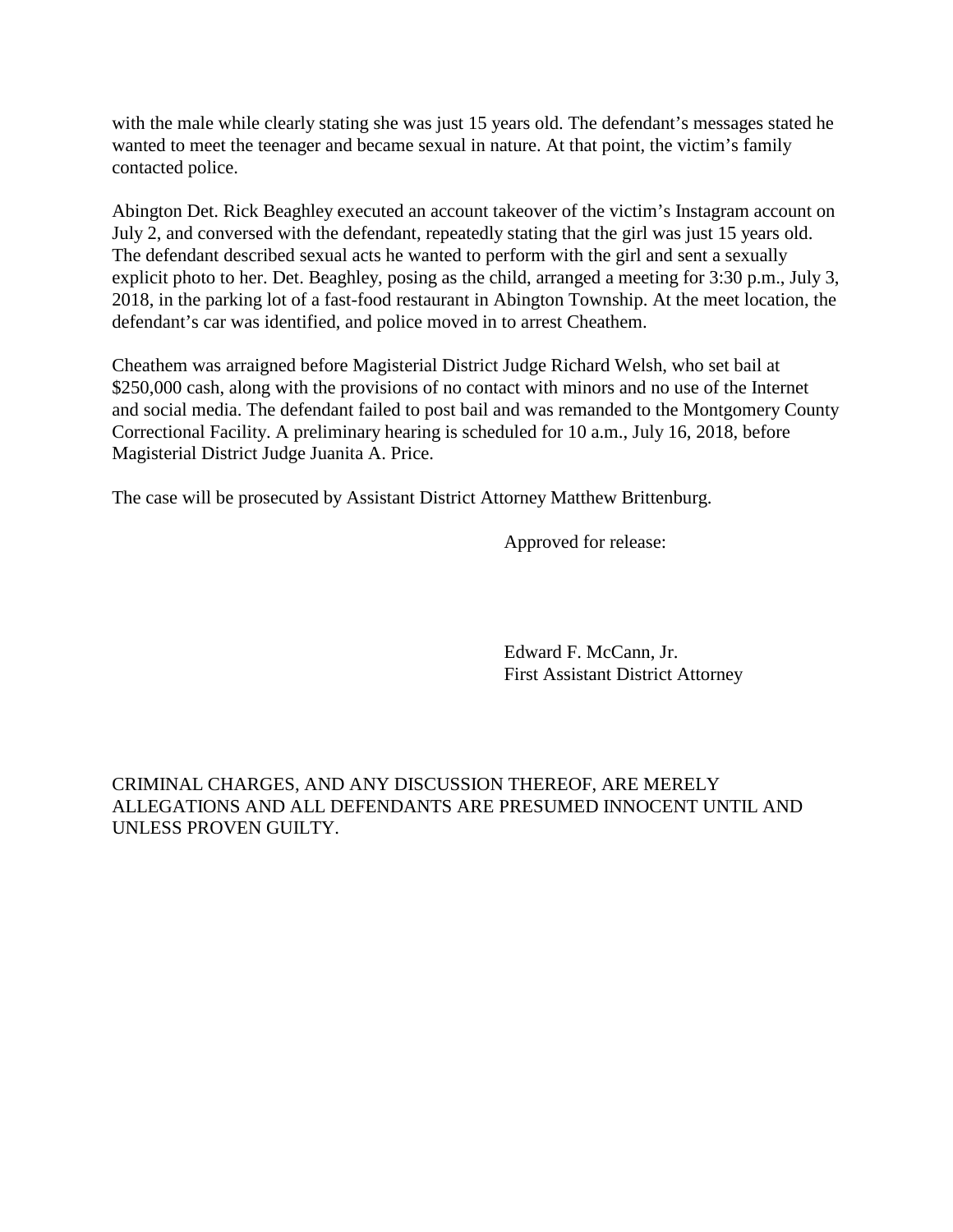with the male while clearly stating she was just 15 years old. The defendant's messages stated he wanted to meet the teenager and became sexual in nature. At that point, the victim's family contacted police.

Abington Det. Rick Beaghley executed an account takeover of the victim's Instagram account on July 2, and conversed with the defendant, repeatedly stating that the girl was just 15 years old. The defendant described sexual acts he wanted to perform with the girl and sent a sexually explicit photo to her. Det. Beaghley, posing as the child, arranged a meeting for 3:30 p.m., July 3, 2018, in the parking lot of a fast-food restaurant in Abington Township. At the meet location, the defendant's car was identified, and police moved in to arrest Cheathem.

Cheathem was arraigned before Magisterial District Judge Richard Welsh, who set bail at $250,000 cash, along with the provisions of no contact with minors and no use of the Internet and social media. The defendant failed to post bail and was remanded to the Montgomery County Correctional Facility. A preliminary hearing is scheduled for 10 a.m., July 16, 2018, before Magisterial District Judge Juanita A. Price.

The case will be prosecuted by Assistant District Attorney Matthew Brittenburg.

Approved for release:

Edward F. McCann, Jr.
First Assistant District Attorney

CRIMINAL CHARGES, AND ANY DISCUSSION THEREOF, ARE MERELY ALLEGATIONS AND ALL DEFENDANTS ARE PRESUMED INNOCENT UNTIL AND UNLESS PROVEN GUILTY.